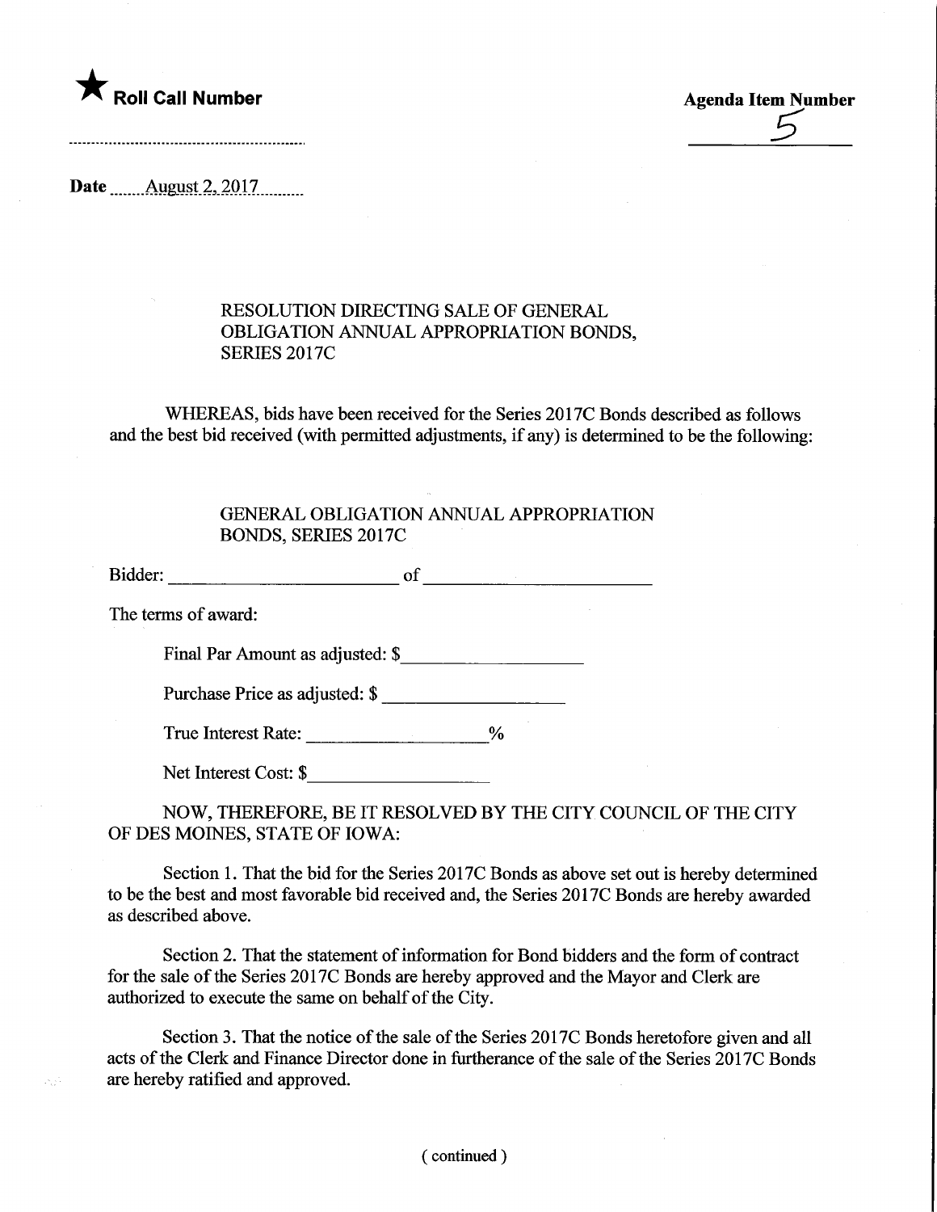★ **Roll Call Number**

**Agenda Item Number**
5

**Date** August 2, 2017

## RESOLUTION DIRECTING SALE OF GENERAL OBLIGATION ANNUAL APPROPRIATION BONDS, SERIES 2017C

WHEREAS, bids have been received for the Series 2017C Bonds described as follows and the best bid received (with permitted adjustments, if any) is determined to be the following:

### GENERAL OBLIGATION ANNUAL APPROPRIATION BONDS, SERIES 2017C

Bidder: \_\_\_\_\_\_\_\_\_\_\_\_\_\_\_\_\_\_\_\_\_\_\_\_ of \_\_\_\_\_\_\_\_\_\_\_\_\_\_\_\_\_\_\_\_\_\_\_\_

The terms of award:

Final Par Amount as adjusted: $\_\_\_\_\_\_\_\_\_\_\_\_\_\_\_\_\_\_\_

Purchase Price as adjusted: $ \_\_\_\_\_\_\_\_\_\_\_\_\_\_\_\_\_\_\_

True Interest Rate: \_\_\_\_\_\_\_\_\_\_\_\_\_\_\_\_\_\_\_%

Net Interest Cost: $\_\_\_\_\_\_\_\_\_\_\_\_\_\_\_\_\_\_\_

NOW, THEREFORE, BE IT RESOLVED BY THE CITY COUNCIL OF THE CITY OF DES MOINES, STATE OF IOWA:

Section 1. That the bid for the Series 2017C Bonds as above set out is hereby determined to be the best and most favorable bid received and, the Series 2017C Bonds are hereby awarded as described above.

Section 2. That the statement of information for Bond bidders and the form of contract for the sale of the Series 2017C Bonds are hereby approved and the Mayor and Clerk are authorized to execute the same on behalf of the City.

Section 3. That the notice of the sale of the Series 2017C Bonds heretofore given and all acts of the Clerk and Finance Director done in furtherance of the sale of the Series 2017C Bonds are hereby ratified and approved.

( continued )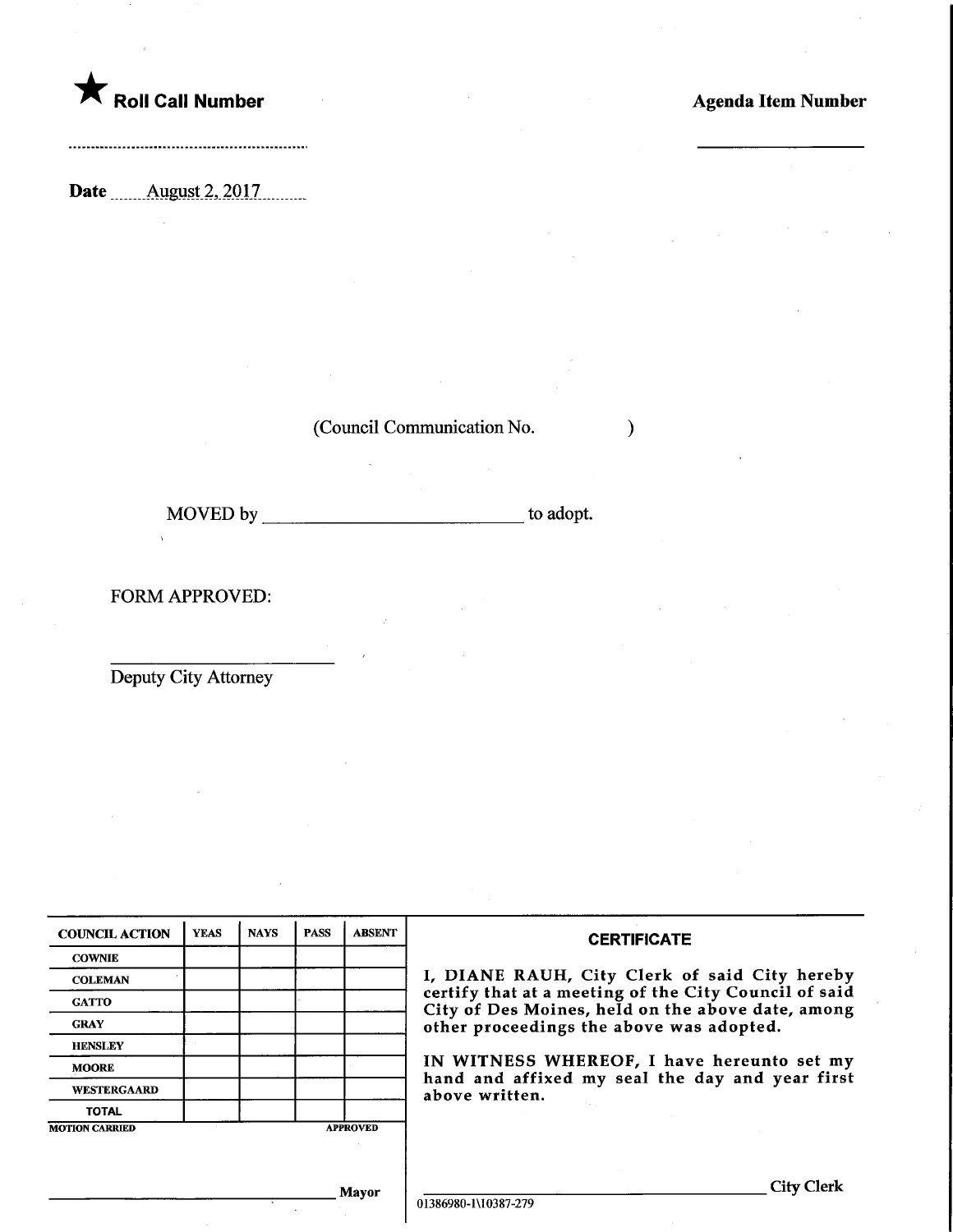★ **Roll Call Number**

**Agenda Item Number**

**Date** August 2, 2017

(Council Communication No. )

MOVED by ____________________ to adopt.

FORM APPROVED:

____________________
Deputy City Attorney

| COUNCIL ACTION | YEAS | NAYS | PASS | ABSENT |
|---|---|---|---|---|
| COWNIE | | | | |
| COLEMAN | | | | |
| GATTO | | | | |
| GRAY | | | | |
| HENSLEY | | | | |
| MOORE | | | | |
| WESTERGAARD | | | | |
| TOTAL | | | | |

MOTION CARRIED APPROVED

____________________ Mayor

**CERTIFICATE**

I, DIANE RAUH, City Clerk of said City hereby certify that at a meeting of the City Council of said City of Des Moines, held on the above date, among other proceedings the above was adopted.

IN WITNESS WHEREOF, I have hereunto set my hand and affixed my seal the day and year first above written.

____________________ City Clerk

01386980-1\10387-279